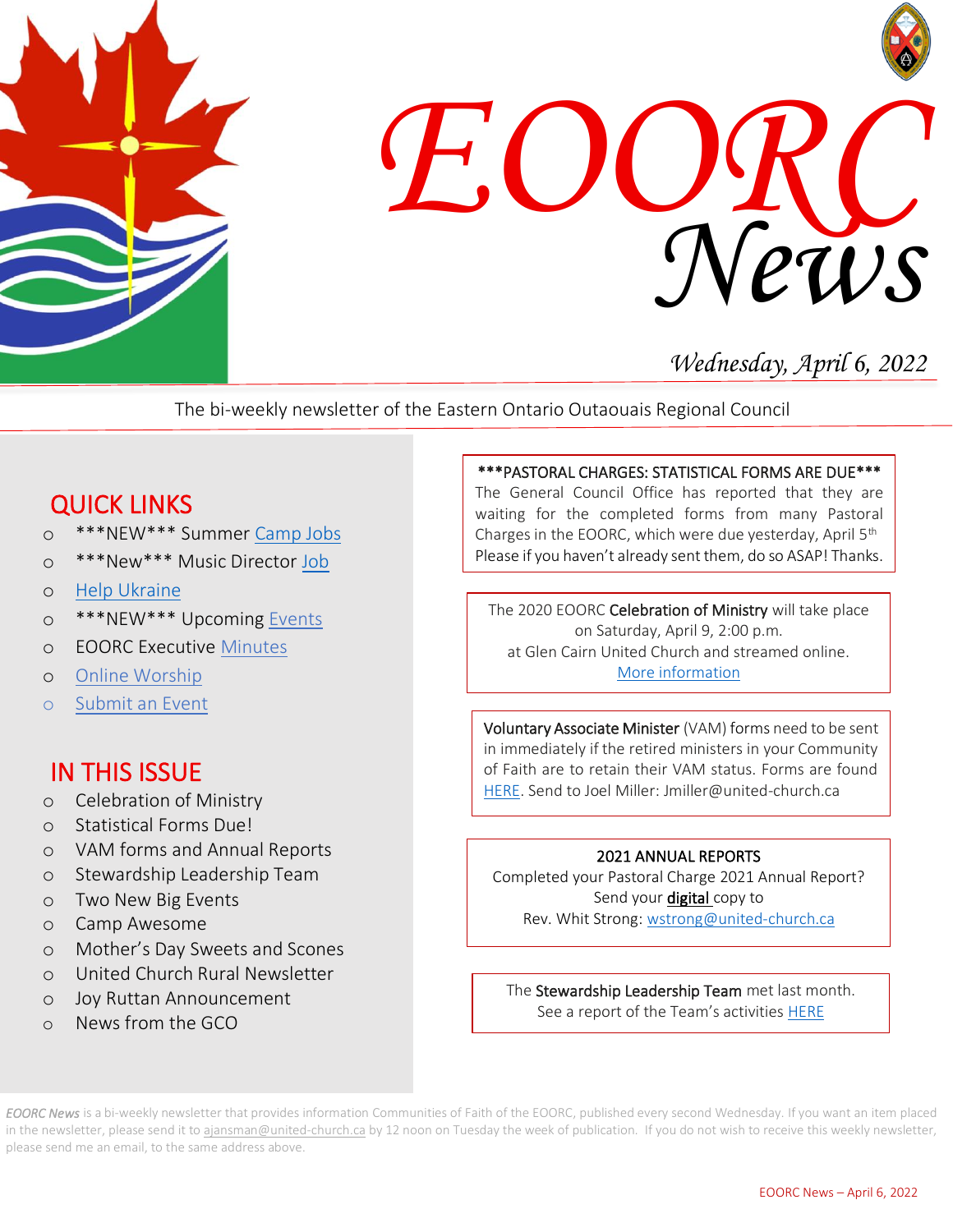# EOORC News

*Wednesday, April 6, 2022*

The bi-weekly newsletter of the Eastern Ontario Outaouais Regional Council

## QUICK LINKS

- ***NEW*** Summer Camp Jobs
- ***New*** Music Director Job
- Help Ukraine
- ***NEW*** Upcoming Events
- EOORC Executive Minutes
- Online Worship
- Submit an Event

## IN THIS ISSUE

- Celebration of Ministry
- Statistical Forms Due!
- VAM forms and Annual Reports
- Stewardship Leadership Team
- Two New Big Events
- Camp Awesome
- Mother's Day Sweets and Scones
- United Church Rural Newsletter
- Joy Ruttan Announcement
- News from the GCO

***PASTORAL CHARGES: STATISTICAL FORMS ARE DUE***
The General Council Office has reported that they are waiting for the completed forms from many Pastoral Charges in the EOORC, which were due yesterday, April 5th. Please if you haven't already sent them, do so ASAP! Thanks.

The 2020 EOORC **Celebration of Ministry** will take place on Saturday, April 9, 2:00 p.m. at Glen Cairn United Church and streamed online.
More information

**Voluntary Associate Minister** (VAM) forms need to be sent in immediately if the retired ministers in your Community of Faith are to retain their VAM status. Forms are found HERE. Send to Joel Miller: Jmiller@united-church.ca

**2021 ANNUAL REPORTS**
Completed your Pastoral Charge 2021 Annual Report? Send your **digital** copy to Rev. Whit Strong: wstrong@united-church.ca

The **Stewardship Leadership Team** met last month. See a report of the Team's activities HERE

*EOORC News* is a bi-weekly newsletter that provides information Communities of Faith of the EOORC, published every second Wednesday. If you want an item placed in the newsletter, please send it to ajansman@united-church.ca by 12 noon on Tuesday the week of publication. If you do not wish to receive this weekly newsletter, please send me an email, to the same address above.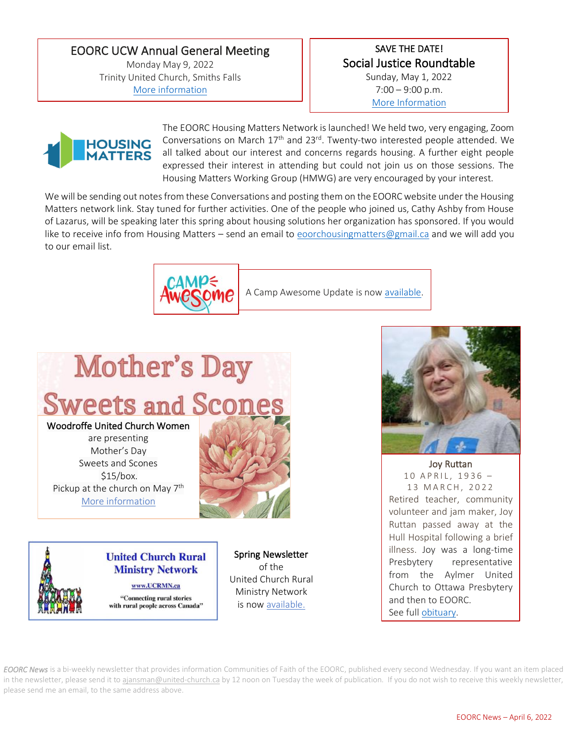## EOORC UCW Annual General Meeting

Monday May 9, 2022
Trinity United Church, Smiths Falls
More information

SAVE THE DATE!

## Social Justice Roundtable

Sunday, May 1, 2022
7:00 – 9:00 p.m.
More Information

The EOORC Housing Matters Network is launched! We held two, very engaging, Zoom Conversations on March 17th and 23rd. Twenty-two interested people attended. We all talked about our interest and concerns regards housing. A further eight people expressed their interest in attending but could not join us on those sessions. The Housing Matters Working Group (HMWG) are very encouraged by your interest.

We will be sending out notes from these Conversations and posting them on the EOORC website under the Housing Matters network link. Stay tuned for further activities. One of the people who joined us, Cathy Ashby from House of Lazarus, will be speaking later this spring about housing solutions her organization has sponsored. If you would like to receive info from Housing Matters – send an email to eoorchousingmatters@gmail.ca and we will add you to our email list.

A Camp Awesome Update is now available.

## Mother's Day Sweets and Scones

Woodroffe United Church Women
are presenting
Mother's Day
Sweets and Scones
$15/box.
Pickup at the church on May 7th
More information

**Joy Ruttan**
10 APRIL, 1936 –
13 MARCH, 2022

Retired teacher, community volunteer and jam maker, Joy Ruttan passed away at the Hull Hospital following a brief illness. Joy was a long-time Presbytery representative from the Aylmer United Church to Ottawa Presbytery and then to EOORC.
See full obituary.

**United Church Rural Ministry Network**
www.UCRMN.ca
"Connecting rural stories with rural people across Canada"

**Spring Newsletter**
of the
United Church Rural Ministry Network
is now available.

*EOORC News* is a bi-weekly newsletter that provides information Communities of Faith of the EOORC, published every second Wednesday. If you want an item placed in the newsletter, please send it to ajansman@united-church.ca by 12 noon on Tuesday the week of publication. If you do not wish to receive this weekly newsletter, please send me an email, to the same address above.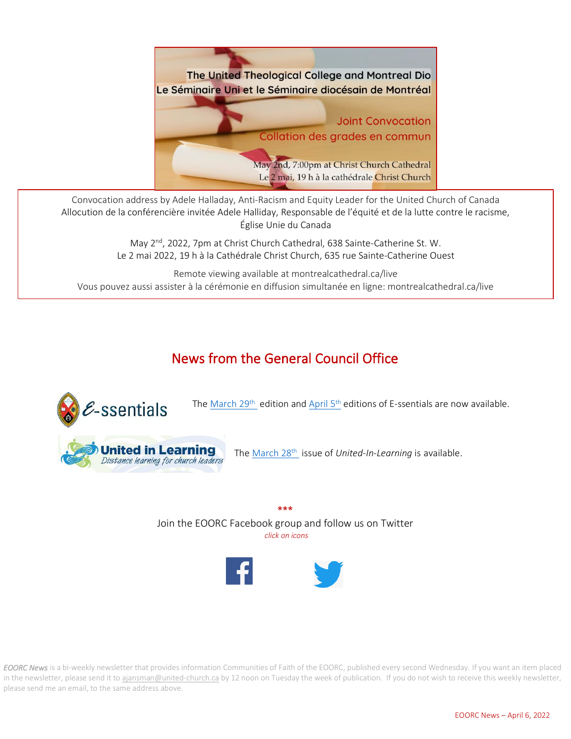The United Theological College and Montreal Dio
Le Séminaire Uni et le Séminaire diocésain de Montréal

Joint Convocation
Collation des grades en commun

May 2nd, 7:00pm at Christ Church Cathedral
Le 2 mai, 19 h à la cathédrale Christ Church

Convocation address by Adele Halladay, Anti-Racism and Equity Leader for the United Church of Canada
Allocution de la conférencière invitée Adele Halliday, Responsable de l'équité et de la lutte contre le racisme, Église Unie du Canada

May 2nd, 2022, 7pm at Christ Church Cathedral, 638 Sainte-Catherine St. W.
Le 2 mai 2022, 19 h à la Cathédrale Christ Church, 635 rue Sainte-Catherine Ouest

Remote viewing available at montrealcathedral.ca/live
Vous pouvez aussi assister à la cérémonie en diffusion simultanée en ligne: montrealcathedral.ca/live

## News from the General Council Office

E-ssentials

The March 29th edition and April 5th editions of E-ssentials are now available.

United in Learning
Distance learning for church leaders

The March 28th issue of *United-In-Learning* is available.

\*\*\*

Join the EOORC Facebook group and follow us on Twitter
*click on icons*

*EOORC News* is a bi-weekly newsletter that provides information Communities of Faith of the EOORC, published every second Wednesday. If you want an item placed in the newsletter, please send it to ajansman@united-church.ca by 12 noon on Tuesday the week of publication. If you do not wish to receive this weekly newsletter, please send me an email, to the same address above.